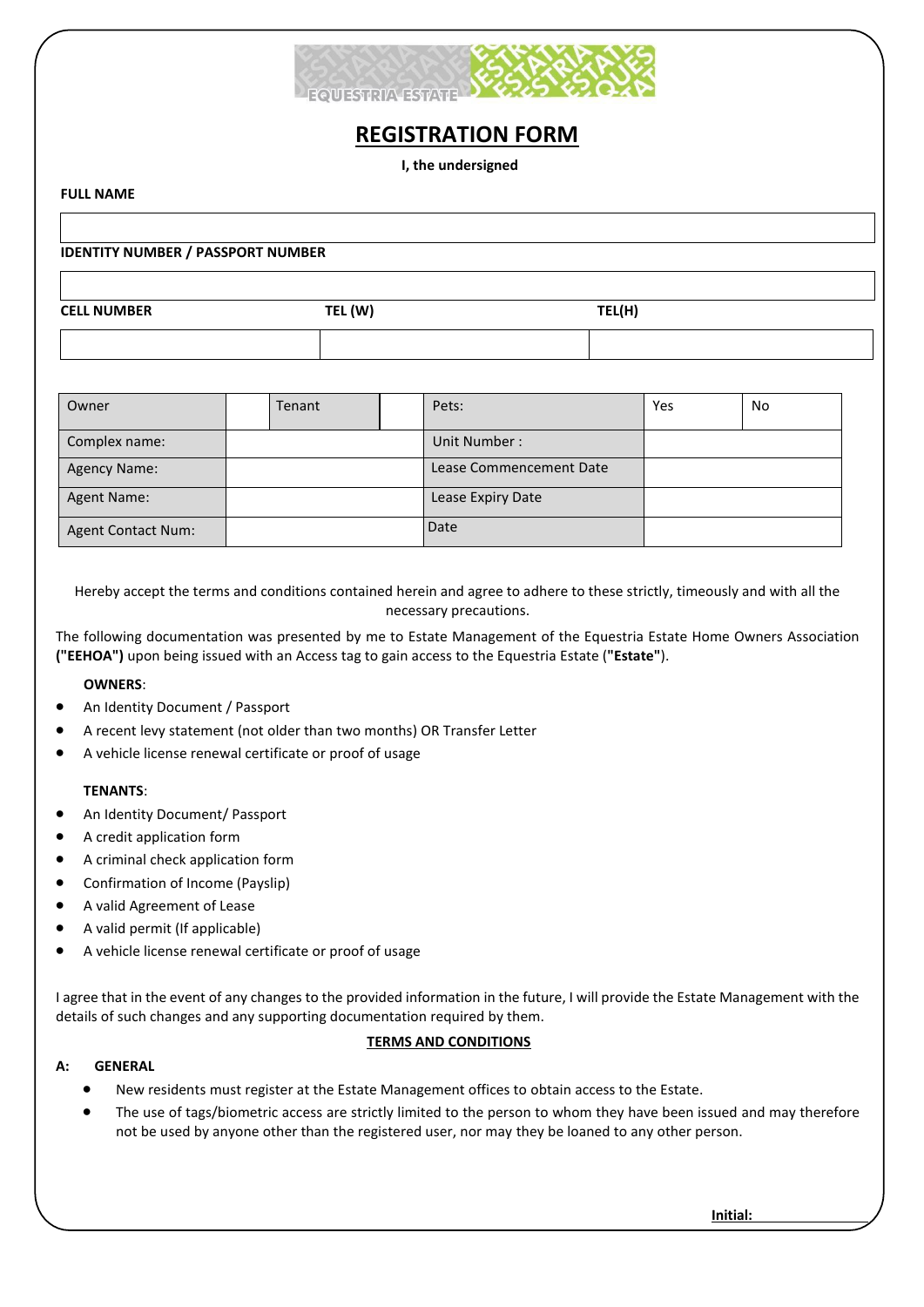EQUESTRIA ESTATE

# REGISTRATION FORM

**I, the undersigned**

**FULL NAME**

| |
|---|
| |

**IDENTITY NUMBER / PASSPORT NUMBER**

| |
|---|
| |

| CELL NUMBER | TEL (W) | TEL(H) |
|---|---|---|
| | | |

| | | | | | | |
|---|---|---|---|---|---|---|
| Owner | | Tenant | | Pets: | Yes | No |
| Complex name: | | | | Unit Number : | | |
| Agency Name: | | | | Lease Commencement Date | | |
| Agent Name: | | | | Lease Expiry Date | | |
| Agent Contact Num: | | | | Date | | |

Hereby accept the terms and conditions contained herein and agree to adhere to these strictly, timeously and with all the necessary precautions.

The following documentation was presented by me to Estate Management of the Equestria Estate Home Owners Association **("EEHOA")** upon being issued with an Access tag to gain access to the Equestria Estate (**"Estate"**).

**OWNERS**:

- An Identity Document / Passport
- A recent levy statement (not older than two months) OR Transfer Letter
- A vehicle license renewal certificate or proof of usage

**TENANTS**:

- An Identity Document/ Passport
- A credit application form
- A criminal check application form
- Confirmation of Income (Payslip)
- A valid Agreement of Lease
- A valid permit (If applicable)
- A vehicle license renewal certificate or proof of usage

I agree that in the event of any changes to the provided information in the future, I will provide the Estate Management with the details of such changes and any supporting documentation required by them.

**TERMS AND CONDITIONS**

**A: GENERAL**

- New residents must register at the Estate Management offices to obtain access to the Estate.
- The use of tags/biometric access are strictly limited to the person to whom they have been issued and may therefore not be used by anyone other than the registered user, nor may they be loaned to any other person.

**Initial:** \_\_\_\_\_\_\_\_\_\_\_\_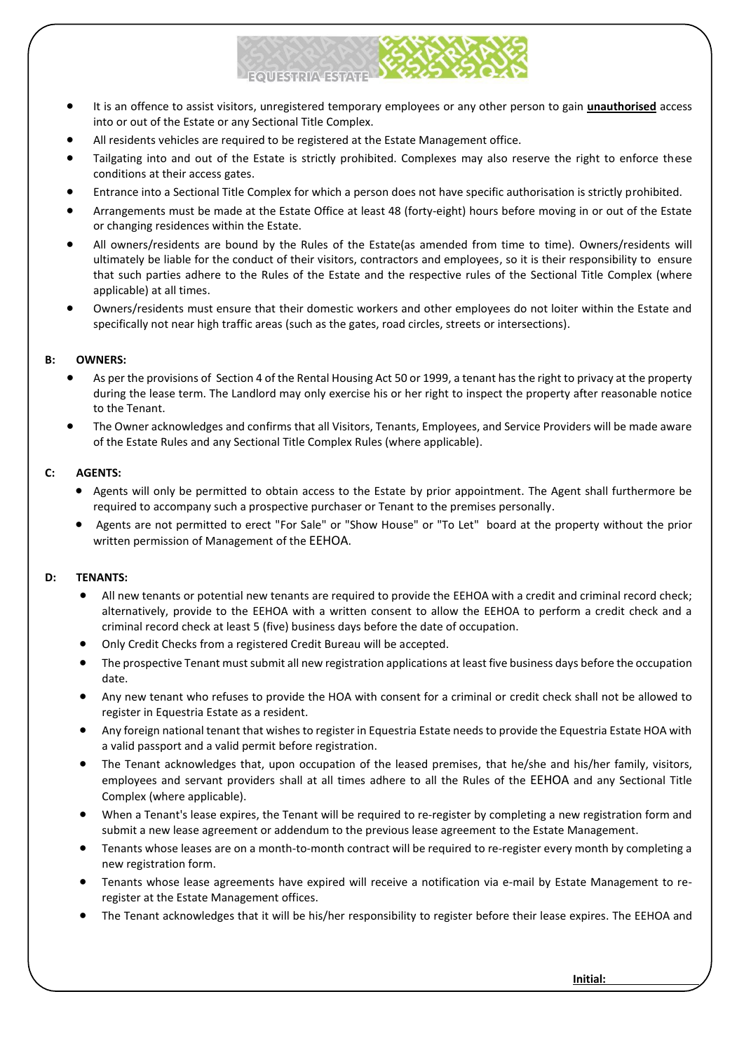- It is an offence to assist visitors, unregistered temporary employees or any other person to gain **unauthorised** access into or out of the Estate or any Sectional Title Complex.
- All residents vehicles are required to be registered at the Estate Management office.
- Tailgating into and out of the Estate is strictly prohibited. Complexes may also reserve the right to enforce these conditions at their access gates.
- Entrance into a Sectional Title Complex for which a person does not have specific authorisation is strictly prohibited.
- Arrangements must be made at the Estate Office at least 48 (forty-eight) hours before moving in or out of the Estate or changing residences within the Estate.
- All owners/residents are bound by the Rules of the Estate(as amended from time to time). Owners/residents will ultimately be liable for the conduct of their visitors, contractors and employees, so it is their responsibility to ensure that such parties adhere to the Rules of the Estate and the respective rules of the Sectional Title Complex (where applicable) at all times.
- Owners/residents must ensure that their domestic workers and other employees do not loiter within the Estate and specifically not near high traffic areas (such as the gates, road circles, streets or intersections).

**B: OWNERS:**

- As per the provisions of Section 4 of the Rental Housing Act 50 or 1999, a tenant has the right to privacy at the property during the lease term. The Landlord may only exercise his or her right to inspect the property after reasonable notice to the Tenant.
- The Owner acknowledges and confirms that all Visitors, Tenants, Employees, and Service Providers will be made aware of the Estate Rules and any Sectional Title Complex Rules (where applicable).

**C: AGENTS:**

- Agents will only be permitted to obtain access to the Estate by prior appointment. The Agent shall furthermore be required to accompany such a prospective purchaser or Tenant to the premises personally.
- Agents are not permitted to erect "For Sale" or "Show House" or "To Let" board at the property without the prior written permission of Management of the EEHOA.

**D: TENANTS:**

- All new tenants or potential new tenants are required to provide the EEHOA with a credit and criminal record check; alternatively, provide to the EEHOA with a written consent to allow the EEHOA to perform a credit check and a criminal record check at least 5 (five) business days before the date of occupation.
- Only Credit Checks from a registered Credit Bureau will be accepted.
- The prospective Tenant must submit all new registration applications at least five business days before the occupation date.
- Any new tenant who refuses to provide the HOA with consent for a criminal or credit check shall not be allowed to register in Equestria Estate as a resident.
- Any foreign national tenant that wishes to register in Equestria Estate needs to provide the Equestria Estate HOA with a valid passport and a valid permit before registration.
- The Tenant acknowledges that, upon occupation of the leased premises, that he/she and his/her family, visitors, employees and servant providers shall at all times adhere to all the Rules of the EEHOA and any Sectional Title Complex (where applicable).
- When a Tenant's lease expires, the Tenant will be required to re-register by completing a new registration form and submit a new lease agreement or addendum to the previous lease agreement to the Estate Management.
- Tenants whose leases are on a month-to-month contract will be required to re-register every month by completing a new registration form.
- Tenants whose lease agreements have expired will receive a notification via e-mail by Estate Management to re-register at the Estate Management offices.
- The Tenant acknowledges that it will be his/her responsibility to register before their lease expires. The EEHOA and

**Initial:** \_\_\_\_\_\_\_\_\_\_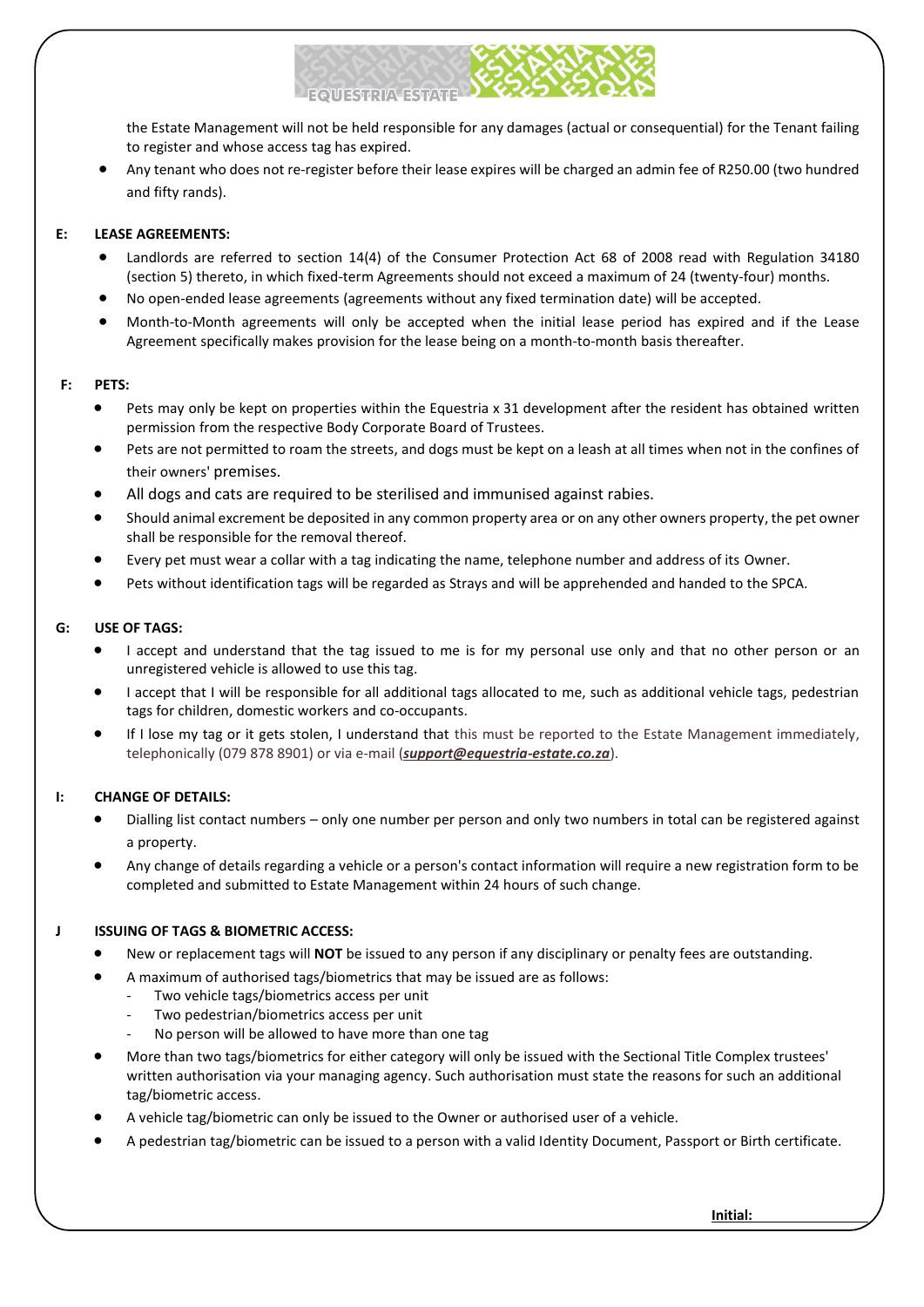the Estate Management will not be held responsible for any damages (actual or consequential) for the Tenant failing to register and whose access tag has expired.

- Any tenant who does not re-register before their lease expires will be charged an admin fee of R250.00 (two hundred and fifty rands).

**E: LEASE AGREEMENTS:**

- Landlords are referred to section 14(4) of the Consumer Protection Act 68 of 2008 read with Regulation 34180 (section 5) thereto, in which fixed-term Agreements should not exceed a maximum of 24 (twenty-four) months.
- No open-ended lease agreements (agreements without any fixed termination date) will be accepted.
- Month-to-Month agreements will only be accepted when the initial lease period has expired and if the Lease Agreement specifically makes provision for the lease being on a month-to-month basis thereafter.

**F: PETS:**

- Pets may only be kept on properties within the Equestria x 31 development after the resident has obtained written permission from the respective Body Corporate Board of Trustees.
- Pets are not permitted to roam the streets, and dogs must be kept on a leash at all times when not in the confines of their owners' premises.
- All dogs and cats are required to be sterilised and immunised against rabies.
- Should animal excrement be deposited in any common property area or on any other owners property, the pet owner shall be responsible for the removal thereof.
- Every pet must wear a collar with a tag indicating the name, telephone number and address of its Owner.
- Pets without identification tags will be regarded as Strays and will be apprehended and handed to the SPCA.

**G: USE OF TAGS:**

- I accept and understand that the tag issued to me is for my personal use only and that no other person or an unregistered vehicle is allowed to use this tag.
- I accept that I will be responsible for all additional tags allocated to me, such as additional vehicle tags, pedestrian tags for children, domestic workers and co-occupants.
- If I lose my tag or it gets stolen, I understand that this must be reported to the Estate Management immediately, telephonically (079 878 8901) or via e-mail (***support@equestria-estate.co.za***).

**I: CHANGE OF DETAILS:**

- Dialling list contact numbers – only one number per person and only two numbers in total can be registered against a property.
- Any change of details regarding a vehicle or a person's contact information will require a new registration form to be completed and submitted to Estate Management within 24 hours of such change.

**J ISSUING OF TAGS & BIOMETRIC ACCESS:**

- New or replacement tags will **NOT** be issued to any person if any disciplinary or penalty fees are outstanding.
- A maximum of authorised tags/biometrics that may be issued are as follows:
  - Two vehicle tags/biometrics access per unit
  - Two pedestrian/biometrics access per unit
  - No person will be allowed to have more than one tag
- More than two tags/biometrics for either category will only be issued with the Sectional Title Complex trustees' written authorisation via your managing agency. Such authorisation must state the reasons for such an additional tag/biometric access.
- A vehicle tag/biometric can only be issued to the Owner or authorised user of a vehicle.
- A pedestrian tag/biometric can be issued to a person with a valid Identity Document, Passport or Birth certificate.

**Initial:** ____________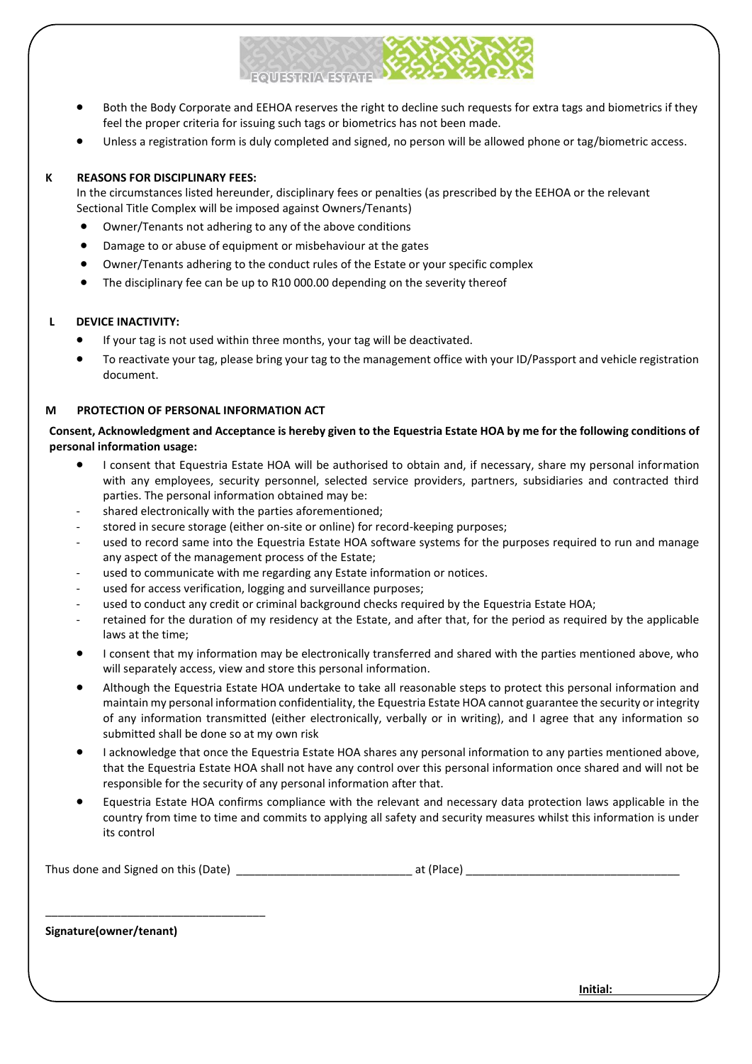- Both the Body Corporate and EEHOA reserves the right to decline such requests for extra tags and biometrics if they feel the proper criteria for issuing such tags or biometrics has not been made.
- Unless a registration form is duly completed and signed, no person will be allowed phone or tag/biometric access.

**K REASONS FOR DISCIPLINARY FEES:**

In the circumstances listed hereunder, disciplinary fees or penalties (as prescribed by the EEHOA or the relevant Sectional Title Complex will be imposed against Owners/Tenants)

- Owner/Tenants not adhering to any of the above conditions
- Damage to or abuse of equipment or misbehaviour at the gates
- Owner/Tenants adhering to the conduct rules of the Estate or your specific complex
- The disciplinary fee can be up to R10 000.00 depending on the severity thereof

**L DEVICE INACTIVITY:**

- If your tag is not used within three months, your tag will be deactivated.
- To reactivate your tag, please bring your tag to the management office with your ID/Passport and vehicle registration document.

**M PROTECTION OF PERSONAL INFORMATION ACT**

**Consent, Acknowledgment and Acceptance is hereby given to the Equestria Estate HOA by me for the following conditions of personal information usage:**

- I consent that Equestria Estate HOA will be authorised to obtain and, if necessary, share my personal information with any employees, security personnel, selected service providers, partners, subsidiaries and contracted third parties. The personal information obtained may be:
  - shared electronically with the parties aforementioned;
  - stored in secure storage (either on-site or online) for record-keeping purposes;
  - used to record same into the Equestria Estate HOA software systems for the purposes required to run and manage any aspect of the management process of the Estate;
  - used to communicate with me regarding any Estate information or notices.
  - used for access verification, logging and surveillance purposes;
  - used to conduct any credit or criminal background checks required by the Equestria Estate HOA;
  - retained for the duration of my residency at the Estate, and after that, for the period as required by the applicable laws at the time;
- I consent that my information may be electronically transferred and shared with the parties mentioned above, who will separately access, view and store this personal information.
- Although the Equestria Estate HOA undertake to take all reasonable steps to protect this personal information and maintain my personal information confidentiality, the Equestria Estate HOA cannot guarantee the security or integrity of any information transmitted (either electronically, verbally or in writing), and I agree that any information so submitted shall be done so at my own risk
- I acknowledge that once the Equestria Estate HOA shares any personal information to any parties mentioned above, that the Equestria Estate HOA shall not have any control over this personal information once shared and will not be responsible for the security of any personal information after that.
- Equestria Estate HOA confirms compliance with the relevant and necessary data protection laws applicable in the country from time to time and commits to applying all safety and security measures whilst this information is under its control

Thus done and Signed on this (Date) ___________________________ at (Place) _________________________________

___________________________________

**Signature(owner/tenant)**

**Initial:** _______________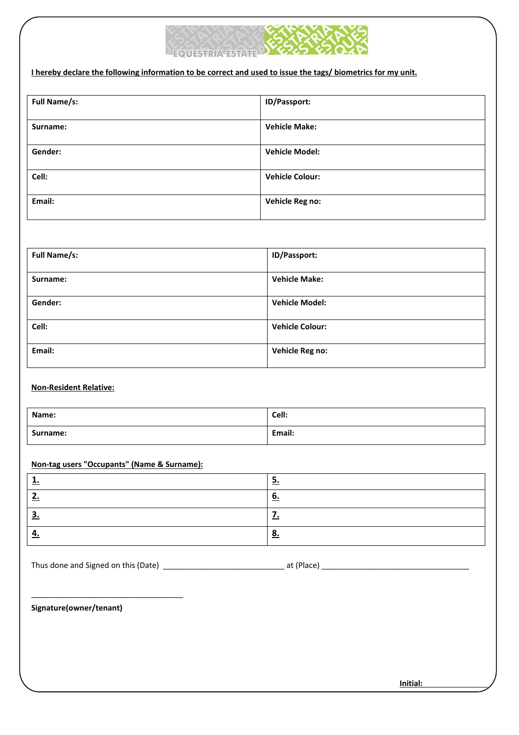EQUESTRIA ESTATE

**I hereby declare the following information to be correct and used to issue the tags/ biometrics for my unit.**

| | |
|---|---|
| **Full Name/s:** | **ID/Passport:** |
| **Surname:** | **Vehicle Make:** |
| **Gender:** | **Vehicle Model:** |
| **Cell:** | **Vehicle Colour:** |
| **Email:** | **Vehicle Reg no:** |

| | |
|---|---|
| **Full Name/s:** | **ID/Passport:** |
| **Surname:** | **Vehicle Make:** |
| **Gender:** | **Vehicle Model:** |
| **Cell:** | **Vehicle Colour:** |
| **Email:** | **Vehicle Reg no:** |

**Non-Resident Relative:**

| | |
|---|---|
| **Name:** | **Cell:** |
| **Surname:** | **Email:** |

**Non-tag users "Occupants" (Name & Surname):**

| | |
|---|---|
| **1.** | **5.** |
| **2.** | **6.** |
| **3.** | **7.** |
| **4.** | **8.** |

Thus done and Signed on this (Date) ____________________________ at (Place) ___________________________________

___________________________________

**Signature(owner/tenant)**

**Initial:** _______________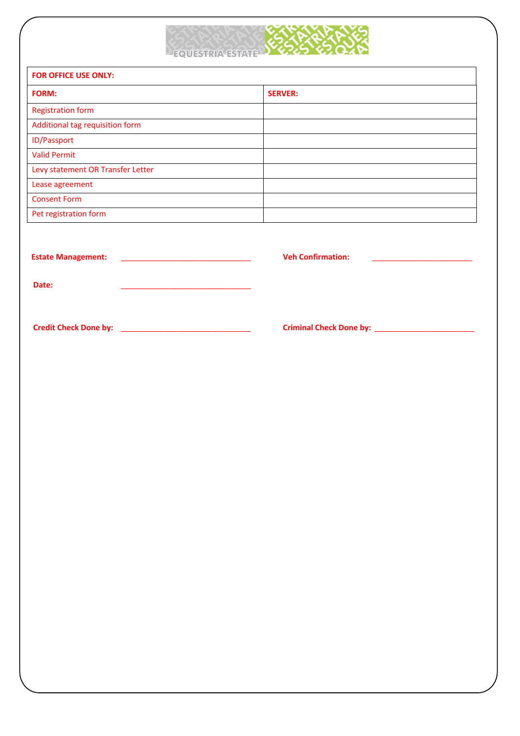EQUESTRIA ESTATE

| FOR OFFICE USE ONLY: | |
|---|---|
| **FORM:** | **SERVER:** |
| Registration form | |
| Additional tag requisition form | |
| ID/Passport | |
| Valid Permit | |
| Levy statement OR Transfer Letter | |
| Lease agreement | |
| Consent Form | |
| Pet registration form | |

**Estate Management:** ______________________________ **Veh Confirmation:** _______________________

**Date:** ______________________________

**Credit Check Done by:** ______________________________ **Criminal Check Done by:** _______________________